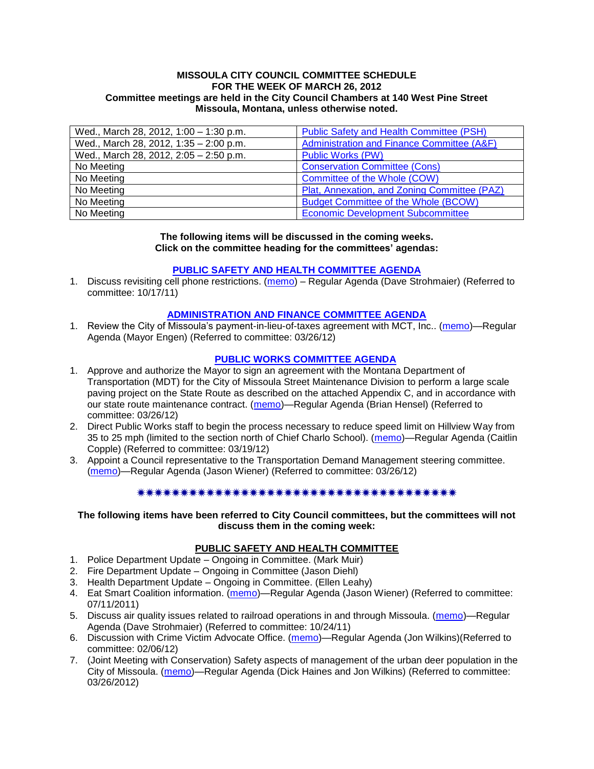**MISSOULA CITY COUNCIL COMMITTEE SCHEDULE**
**FOR THE WEEK OF MARCH 26, 2012**
**Committee meetings are held in the City Council Chambers at 140 West Pine Street Missoula, Montana, unless otherwise noted.**

| | |
|---|---|
| Wed., March 28, 2012, 1:00 – 1:30 p.m. | Public Safety and Health Committee (PSH) |
| Wed., March 28, 2012, 1:35 – 2:00 p.m. | Administration and Finance Committee (A&F) |
| Wed., March 28, 2012, 2:05 – 2:50 p.m. | Public Works (PW) |
| No Meeting | Conservation Committee (Cons) |
| No Meeting | Committee of the Whole (COW) |
| No Meeting | Plat, Annexation, and Zoning Committee (PAZ) |
| No Meeting | Budget Committee of the Whole (BCOW) |
| No Meeting | Economic Development Subcommittee |

**The following items will be discussed in the coming weeks. Click on the committee heading for the committees' agendas:**

## PUBLIC SAFETY AND HEALTH COMMITTEE AGENDA

1. Discuss revisiting cell phone restrictions. (memo) – Regular Agenda (Dave Strohmaier) (Referred to committee: 10/17/11)

## ADMINISTRATION AND FINANCE COMMITTEE AGENDA

1. Review the City of Missoula's payment-in-lieu-of-taxes agreement with MCT, Inc.. (memo)—Regular Agenda (Mayor Engen) (Referred to committee: 03/26/12)

## PUBLIC WORKS COMMITTEE AGENDA

1. Approve and authorize the Mayor to sign an agreement with the Montana Department of Transportation (MDT) for the City of Missoula Street Maintenance Division to perform a large scale paving project on the State Route as described on the attached Appendix C, and in accordance with our state route maintenance contract. (memo)—Regular Agenda (Brian Hensel) (Referred to committee: 03/26/12)
2. Direct Public Works staff to begin the process necessary to reduce speed limit on Hillview Way from 35 to 25 mph (limited to the section north of Chief Charlo School). (memo)—Regular Agenda (Caitlin Copple) (Referred to committee: 03/19/12)
3. Appoint a Council representative to the Transportation Demand Management steering committee. (memo)—Regular Agenda (Jason Wiener) (Referred to committee: 03/26/12)

✷✷✷✷✷✷✷✷✷✷✷✷✷✷✷✷✷✷✷✷✷✷✷✷✷✷✷✷✷✷✷✷✷✷✷✷✷✷

**The following items have been referred to City Council committees, but the committees will not discuss them in the coming week:**

## PUBLIC SAFETY AND HEALTH COMMITTEE

1. Police Department Update – Ongoing in Committee. (Mark Muir)
2. Fire Department Update – Ongoing in Committee (Jason Diehl)
3. Health Department Update – Ongoing in Committee. (Ellen Leahy)
4. Eat Smart Coalition information. (memo)—Regular Agenda (Jason Wiener) (Referred to committee: 07/11/2011)
5. Discuss air quality issues related to railroad operations in and through Missoula. (memo)—Regular Agenda (Dave Strohmaier) (Referred to committee: 10/24/11)
6. Discussion with Crime Victim Advocate Office. (memo)—Regular Agenda (Jon Wilkins)(Referred to committee: 02/06/12)
7. (Joint Meeting with Conservation) Safety aspects of management of the urban deer population in the City of Missoula. (memo)—Regular Agenda (Dick Haines and Jon Wilkins) (Referred to committee: 03/26/2012)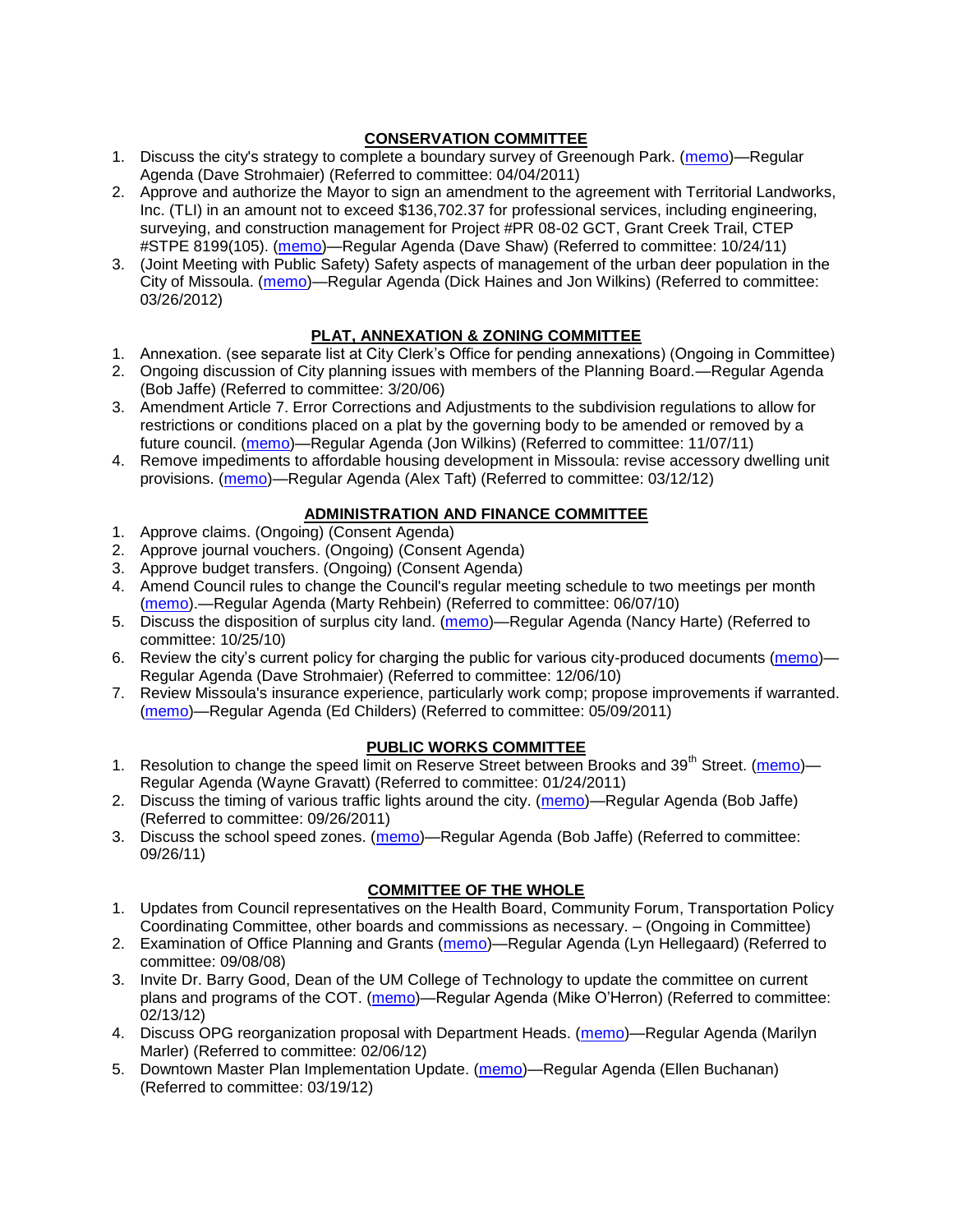## CONSERVATION COMMITTEE

1. Discuss the city's strategy to complete a boundary survey of Greenough Park. (memo)—Regular Agenda (Dave Strohmaier) (Referred to committee: 04/04/2011)
2. Approve and authorize the Mayor to sign an amendment to the agreement with Territorial Landworks, Inc. (TLI) in an amount not to exceed $136,702.37 for professional services, including engineering, surveying, and construction management for Project #PR 08-02 GCT, Grant Creek Trail, CTEP #STPE 8199(105). (memo)—Regular Agenda (Dave Shaw) (Referred to committee: 10/24/11)
3. (Joint Meeting with Public Safety) Safety aspects of management of the urban deer population in the City of Missoula. (memo)—Regular Agenda (Dick Haines and Jon Wilkins) (Referred to committee: 03/26/2012)

## PLAT, ANNEXATION & ZONING COMMITTEE

1. Annexation. (see separate list at City Clerk's Office for pending annexations) (Ongoing in Committee)
2. Ongoing discussion of City planning issues with members of the Planning Board.—Regular Agenda (Bob Jaffe) (Referred to committee: 3/20/06)
3. Amendment Article 7. Error Corrections and Adjustments to the subdivision regulations to allow for restrictions or conditions placed on a plat by the governing body to be amended or removed by a future council. (memo)—Regular Agenda (Jon Wilkins) (Referred to committee: 11/07/11)
4. Remove impediments to affordable housing development in Missoula: revise accessory dwelling unit provisions. (memo)—Regular Agenda (Alex Taft) (Referred to committee: 03/12/12)

## ADMINISTRATION AND FINANCE COMMITTEE

1. Approve claims. (Ongoing) (Consent Agenda)
2. Approve journal vouchers. (Ongoing) (Consent Agenda)
3. Approve budget transfers. (Ongoing) (Consent Agenda)
4. Amend Council rules to change the Council's regular meeting schedule to two meetings per month (memo).—Regular Agenda (Marty Rehbein) (Referred to committee: 06/07/10)
5. Discuss the disposition of surplus city land. (memo)—Regular Agenda (Nancy Harte) (Referred to committee: 10/25/10)
6. Review the city's current policy for charging the public for various city-produced documents (memo)—Regular Agenda (Dave Strohmaier) (Referred to committee: 12/06/10)
7. Review Missoula's insurance experience, particularly work comp; propose improvements if warranted. (memo)—Regular Agenda (Ed Childers) (Referred to committee: 05/09/2011)

## PUBLIC WORKS COMMITTEE

1. Resolution to change the speed limit on Reserve Street between Brooks and 39th Street. (memo)—Regular Agenda (Wayne Gravatt) (Referred to committee: 01/24/2011)
2. Discuss the timing of various traffic lights around the city. (memo)—Regular Agenda (Bob Jaffe) (Referred to committee: 09/26/2011)
3. Discuss the school speed zones. (memo)—Regular Agenda (Bob Jaffe) (Referred to committee: 09/26/11)

## COMMITTEE OF THE WHOLE

1. Updates from Council representatives on the Health Board, Community Forum, Transportation Policy Coordinating Committee, other boards and commissions as necessary. – (Ongoing in Committee)
2. Examination of Office Planning and Grants (memo)—Regular Agenda (Lyn Hellegaard) (Referred to committee: 09/08/08)
3. Invite Dr. Barry Good, Dean of the UM College of Technology to update the committee on current plans and programs of the COT. (memo)—Regular Agenda (Mike O'Herron) (Referred to committee: 02/13/12)
4. Discuss OPG reorganization proposal with Department Heads. (memo)—Regular Agenda (Marilyn Marler) (Referred to committee: 02/06/12)
5. Downtown Master Plan Implementation Update. (memo)—Regular Agenda (Ellen Buchanan) (Referred to committee: 03/19/12)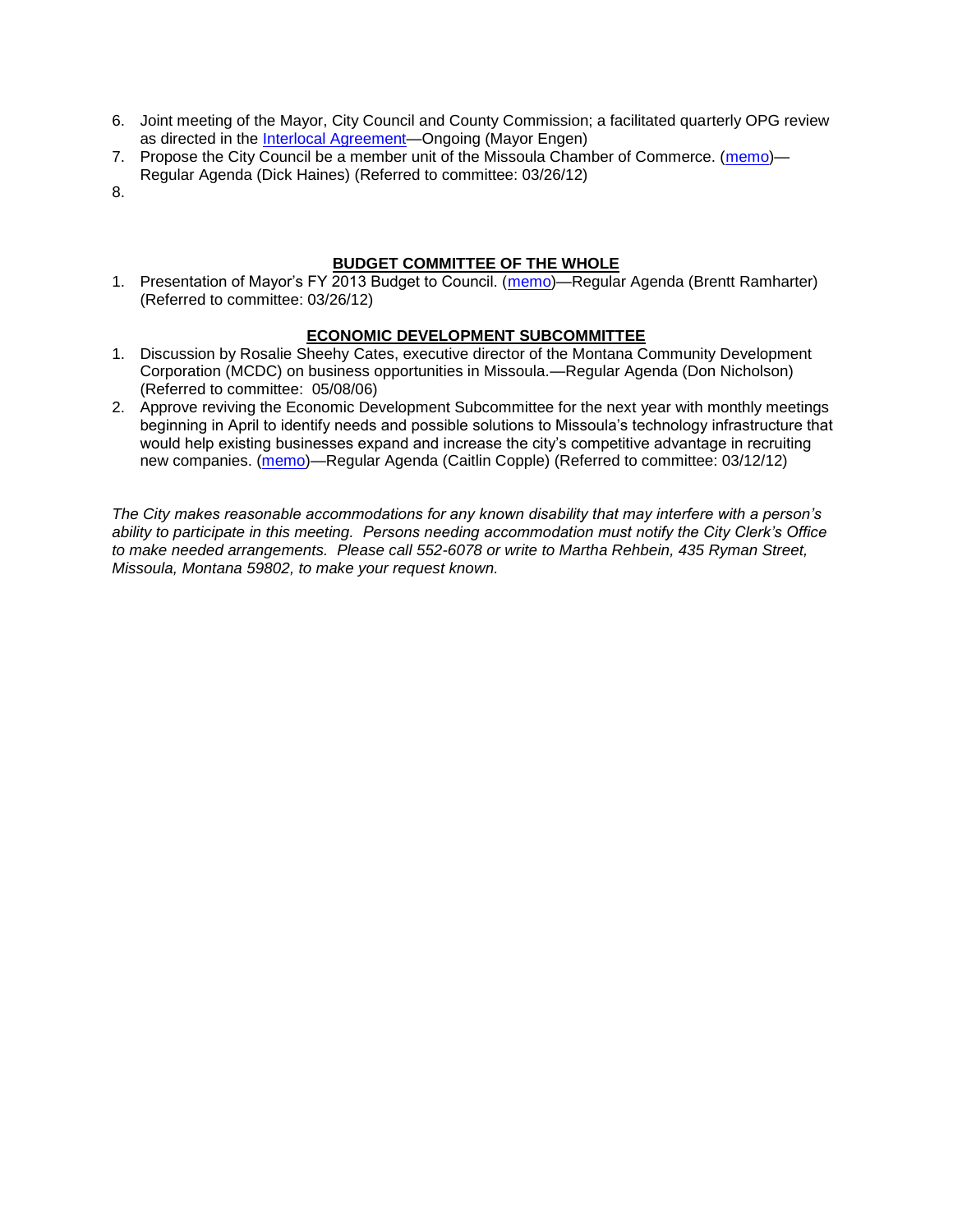6. Joint meeting of the Mayor, City Council and County Commission; a facilitated quarterly OPG review as directed in the Interlocal Agreement—Ongoing (Mayor Engen)
7. Propose the City Council be a member unit of the Missoula Chamber of Commerce. (memo)—Regular Agenda (Dick Haines) (Referred to committee: 03/26/12)
8.

## BUDGET COMMITTEE OF THE WHOLE

1. Presentation of Mayor's FY 2013 Budget to Council. (memo)—Regular Agenda (Brentt Ramharter) (Referred to committee: 03/26/12)

## ECONOMIC DEVELOPMENT SUBCOMMITTEE

1. Discussion by Rosalie Sheehy Cates, executive director of the Montana Community Development Corporation (MCDC) on business opportunities in Missoula.—Regular Agenda (Don Nicholson) (Referred to committee: 05/08/06)
2. Approve reviving the Economic Development Subcommittee for the next year with monthly meetings beginning in April to identify needs and possible solutions to Missoula's technology infrastructure that would help existing businesses expand and increase the city's competitive advantage in recruiting new companies. (memo)—Regular Agenda (Caitlin Copple) (Referred to committee: 03/12/12)

*The City makes reasonable accommodations for any known disability that may interfere with a person's ability to participate in this meeting. Persons needing accommodation must notify the City Clerk's Office to make needed arrangements. Please call 552-6078 or write to Martha Rehbein, 435 Ryman Street, Missoula, Montana 59802, to make your request known.*